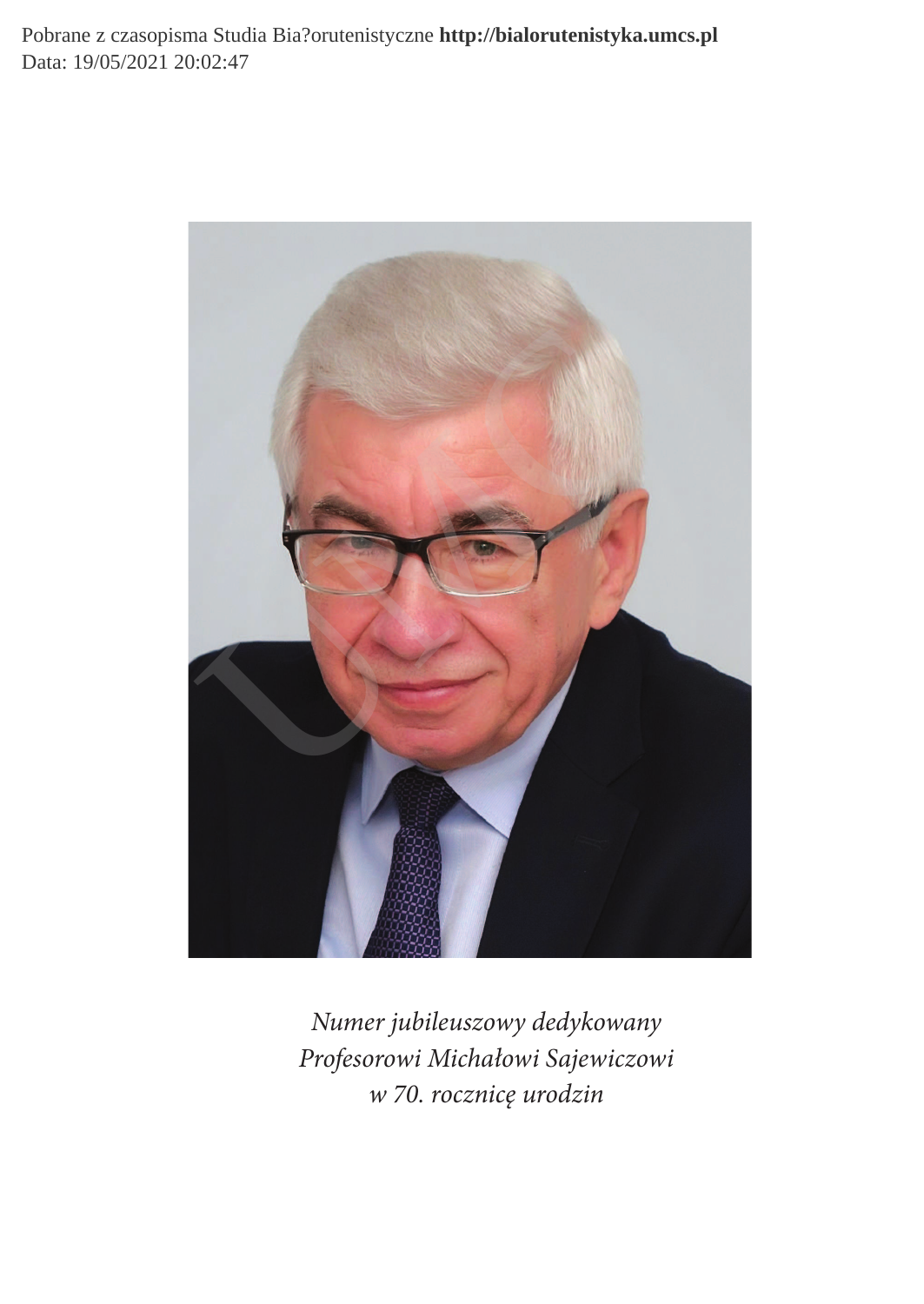*Numer jubileuszowy dedykowany*
*Profesorowi Michałowi Sajewiczowi*
*w 70. rocznicę urodzin*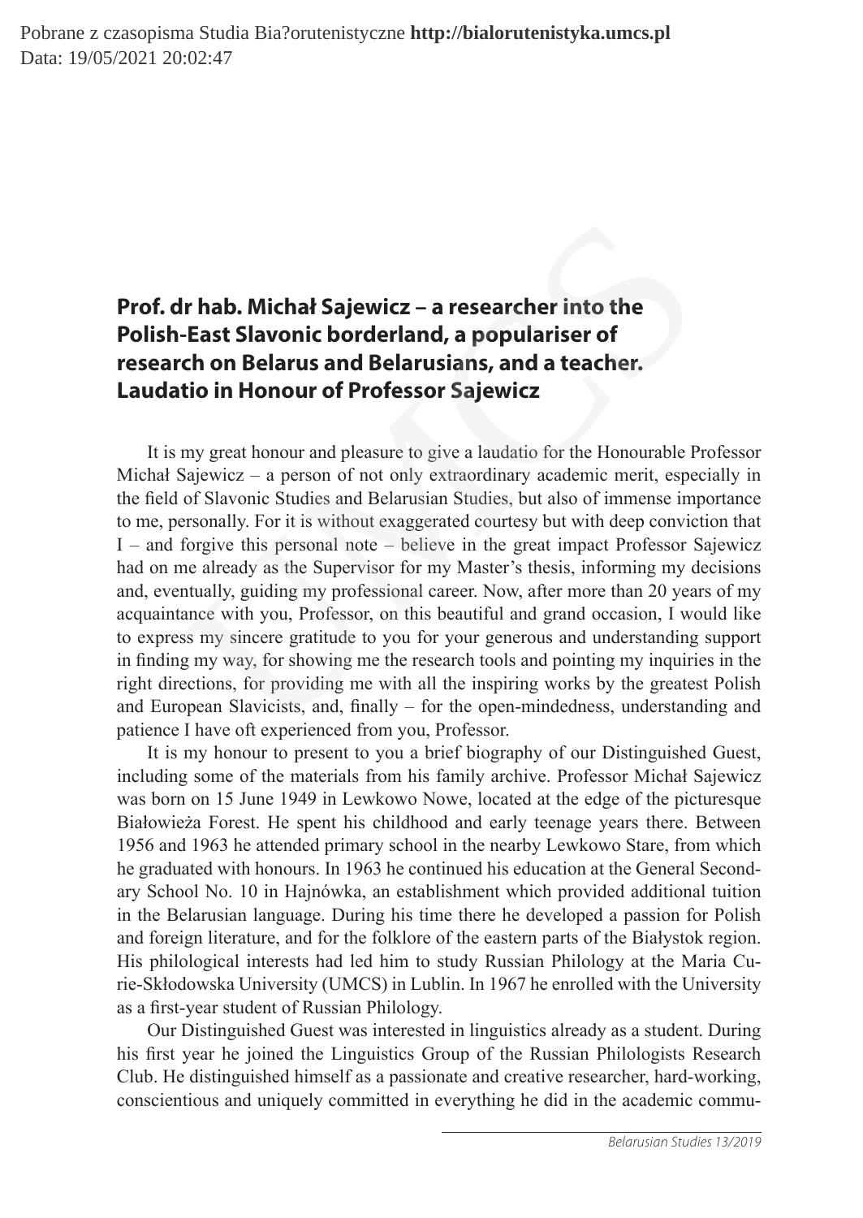# Prof. dr hab. Michał Sajewicz – a researcher into the Polish-East Slavonic borderland, a populariser of research on Belarus and Belarusians, and a teacher. Laudatio in Honour of Professor Sajewicz

It is my great honour and pleasure to give a laudatio for the Honourable Professor Michał Sajewicz – a person of not only extraordinary academic merit, especially in the field of Slavonic Studies and Belarusian Studies, but also of immense importance to me, personally. For it is without exaggerated courtesy but with deep conviction that I – and forgive this personal note – believe in the great impact Professor Sajewicz had on me already as the Supervisor for my Master's thesis, informing my decisions and, eventually, guiding my professional career. Now, after more than 20 years of my acquaintance with you, Professor, on this beautiful and grand occasion, I would like to express my sincere gratitude to you for your generous and understanding support in finding my way, for showing me the research tools and pointing my inquiries in the right directions, for providing me with all the inspiring works by the greatest Polish and European Slavicists, and, finally – for the open-mindedness, understanding and patience I have oft experienced from you, Professor.

It is my honour to present to you a brief biography of our Distinguished Guest, including some of the materials from his family archive. Professor Michał Sajewicz was born on 15 June 1949 in Lewkowo Nowe, located at the edge of the picturesque Białowieża Forest. He spent his childhood and early teenage years there. Between 1956 and 1963 he attended primary school in the nearby Lewkowo Stare, from which he graduated with honours. In 1963 he continued his education at the General Secondary School No. 10 in Hajnówka, an establishment which provided additional tuition in the Belarusian language. During his time there he developed a passion for Polish and foreign literature, and for the folklore of the eastern parts of the Białystok region. His philological interests had led him to study Russian Philology at the Maria Curie-Skłodowska University (UMCS) in Lublin. In 1967 he enrolled with the University as a first-year student of Russian Philology.

Our Distinguished Guest was interested in linguistics already as a student. During his first year he joined the Linguistics Group of the Russian Philologists Research Club. He distinguished himself as a passionate and creative researcher, hard-working, conscientious and uniquely committed in everything he did in the academic commu-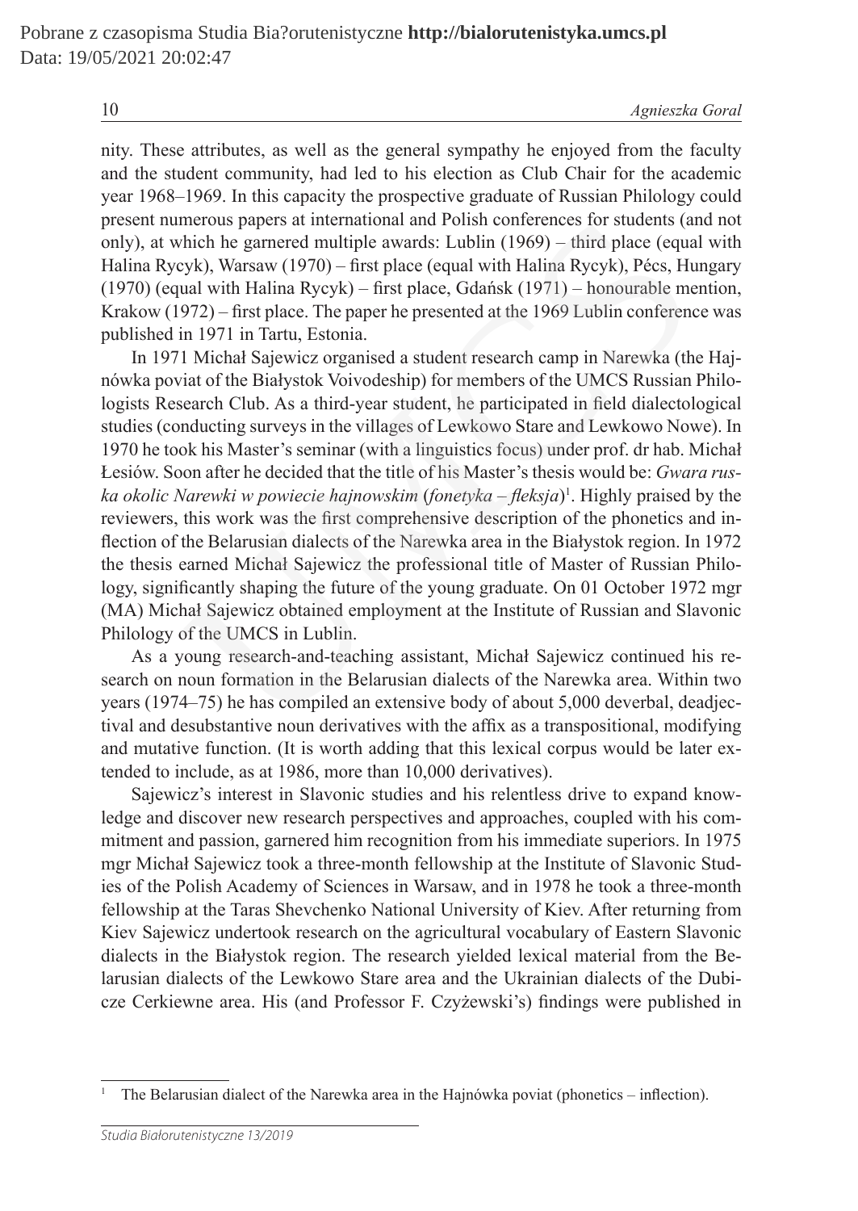nity. These attributes, as well as the general sympathy he enjoyed from the faculty and the student community, had led to his election as Club Chair for the academic year 1968–1969. In this capacity the prospective graduate of Russian Philology could present numerous papers at international and Polish conferences for students (and not only), at which he garnered multiple awards: Lublin (1969) – third place (equal with Halina Rycyk), Warsaw (1970) – first place (equal with Halina Rycyk), Pécs, Hungary (1970) (equal with Halina Rycyk) – first place, Gdańsk (1971) – honourable mention, Krakow (1972) – first place. The paper he presented at the 1969 Lublin conference was published in 1971 in Tartu, Estonia.

In 1971 Michał Sajewicz organised a student research camp in Narewka (the Hajnówka poviat of the Białystok Voivodeship) for members of the UMCS Russian Philologists Research Club. As a third-year student, he participated in field dialectological studies (conducting surveys in the villages of Lewkowo Stare and Lewkowo Nowe). In 1970 he took his Master's seminar (with a linguistics focus) under prof. dr hab. Michał Łesiów. Soon after he decided that the title of his Master's thesis would be: *Gwara ruska okolic Narewki w powiecie hajnowskim* (*fonetyka – fleksja*)[1]. Highly praised by the reviewers, this work was the first comprehensive description of the phonetics and inflection of the Belarusian dialects of the Narewka area in the Białystok region. In 1972 the thesis earned Michał Sajewicz the professional title of Master of Russian Philology, significantly shaping the future of the young graduate. On 01 October 1972 mgr (MA) Michał Sajewicz obtained employment at the Institute of Russian and Slavonic Philology of the UMCS in Lublin.

As a young research-and-teaching assistant, Michał Sajewicz continued his research on noun formation in the Belarusian dialects of the Narewka area. Within two years (1974–75) he has compiled an extensive body of about 5,000 deverbal, deadjectival and desubstantive noun derivatives with the affix as a transpositional, modifying and mutative function. (It is worth adding that this lexical corpus would be later extended to include, as at 1986, more than 10,000 derivatives).

Sajewicz's interest in Slavonic studies and his relentless drive to expand knowledge and discover new research perspectives and approaches, coupled with his commitment and passion, garnered him recognition from his immediate superiors. In 1975 mgr Michał Sajewicz took a three-month fellowship at the Institute of Slavonic Studies of the Polish Academy of Sciences in Warsaw, and in 1978 he took a three-month fellowship at the Taras Shevchenko National University of Kiev. After returning from Kiev Sajewicz undertook research on the agricultural vocabulary of Eastern Slavonic dialects in the Białystok region. The research yielded lexical material from the Belarusian dialects of the Lewkowo Stare area and the Ukrainian dialects of the Dubicze Cerkiewne area. His (and Professor F. Czyżewski's) findings were published in

[1] The Belarusian dialect of the Narewka area in the Hajnówka poviat (phonetics – inflection).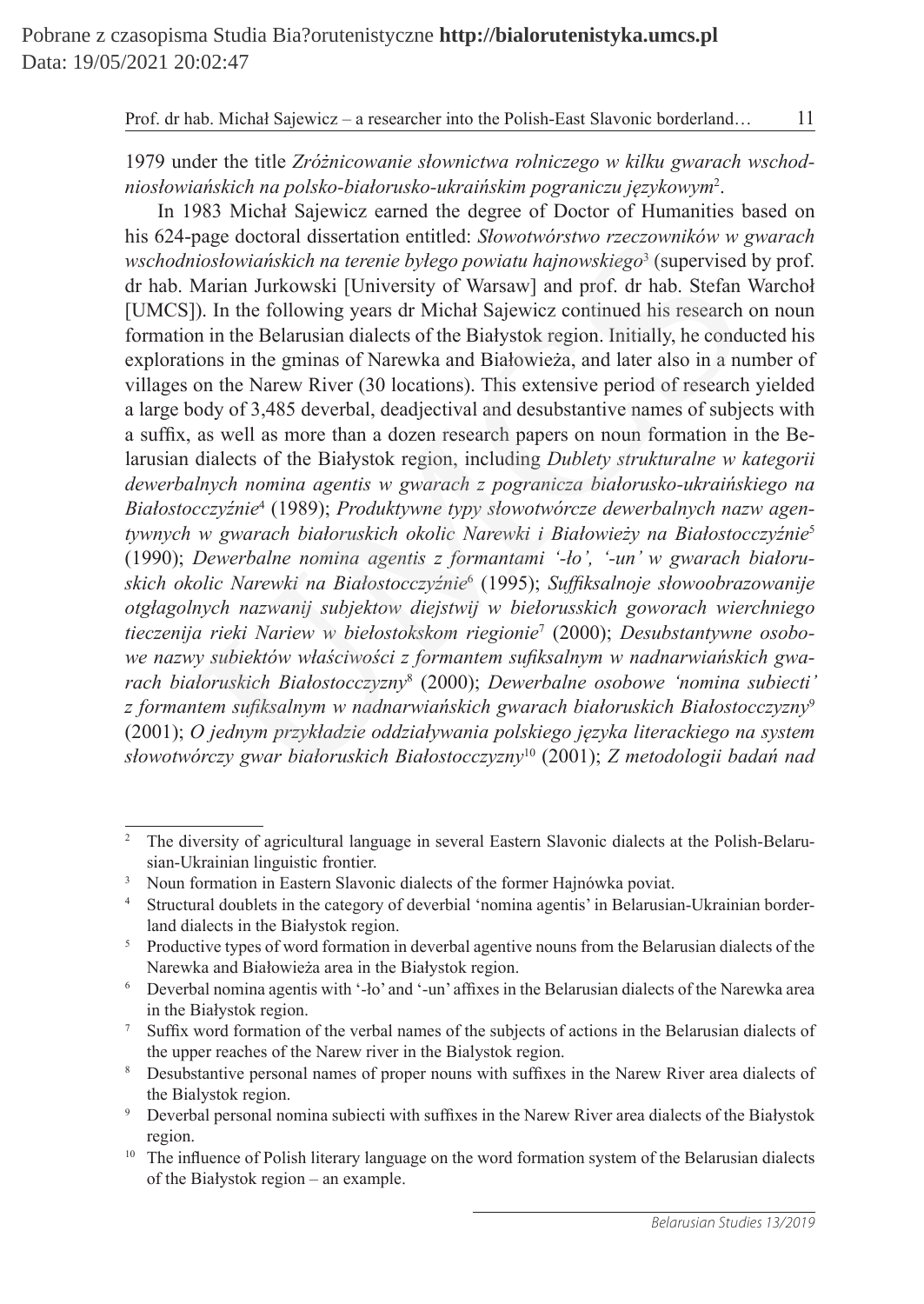1979 under the title *Zróżnicowanie słownictwa rolniczego w kilku gwarach wschodniosłowiańskich na polsko-białorusko-ukraińskim pograniczu językowym*[2].

In 1983 Michał Sajewicz earned the degree of Doctor of Humanities based on his 624-page doctoral dissertation entitled: *Słowotwórstwo rzeczowników w gwarach wschodniosłowiańskich na terenie byłego powiatu hajnowskiego*[3] (supervised by prof. dr hab. Marian Jurkowski [University of Warsaw] and prof. dr hab. Stefan Warchoł [UMCS]). In the following years dr Michał Sajewicz continued his research on noun formation in the Belarusian dialects of the Białystok region. Initially, he conducted his explorations in the gminas of Narewka and Białowieża, and later also in a number of villages on the Narew River (30 locations). This extensive period of research yielded a large body of 3,485 deverbal, deadjectival and desubstantive names of subjects with a suffix, as well as more than a dozen research papers on noun formation in the Belarusian dialects of the Białystok region, including *Dublety strukturalne w kategorii dewerbalnych nomina agentis w gwarach z pogranicza białorusko-ukraińskiego na Białostocczyźnie*[4] (1989); *Produktywne typy słowotwórcze dewerbalnych nazw agentywnych w gwarach białoruskich okolic Narewki i Białowieży na Białostocczyźnie*[5] (1990); *Dewerbalne nomina agentis z formantami '-ło', '-un' w gwarach białoruskich okolic Narewki na Białostocczyźnie*[6] (1995); *Suffiksalnoje słowoobrazowanije otgłagolnych nazwanij subjektow diejstwij w biełorusskich goworach wierchniego tieczenija rieki Nariew w biełostokskom riegionie*[7] (2000); *Desubstantywne osobowe nazwy subiektów właściwości z formantem sufiksalnym w nadnarwiańskich gwarach białoruskich Białostocczyzny*[8] (2000); *Dewerbalne osobowe 'nomina subiecti' z formantem sufiksalnym w nadnarwiańskich gwarach białoruskich Białostocczyzny*[9] (2001); *O jednym przykładzie oddziaływania polskiego języka literackiego na system słowotwórczy gwar białoruskich Białostocczyzny*[10] (2001); *Z metodologii badań nad*

---

[2] The diversity of agricultural language in several Eastern Slavonic dialects at the Polish-Belarusian-Ukrainian linguistic frontier.

[3] Noun formation in Eastern Slavonic dialects of the former Hajnówka poviat.

[4] Structural doublets in the category of deverbial 'nomina agentis' in Belarusian-Ukrainian borderland dialects in the Białystok region.

[5] Productive types of word formation in deverbal agentive nouns from the Belarusian dialects of the Narewka and Białowieża area in the Białystok region.

[6] Deverbal nomina agentis with '-ło' and '-un' affixes in the Belarusian dialects of the Narewka area in the Białystok region.

[7] Suffix word formation of the verbal names of the subjects of actions in the Belarusian dialects of the upper reaches of the Narew river in the Bialystok region.

[8] Desubstantive personal names of proper nouns with suffixes in the Narew River area dialects of the Bialystok region.

[9] Deverbal personal nomina subiecti with suffixes in the Narew River area dialects of the Białystok region.

[10] The influence of Polish literary language on the word formation system of the Belarusian dialects of the Białystok region – an example.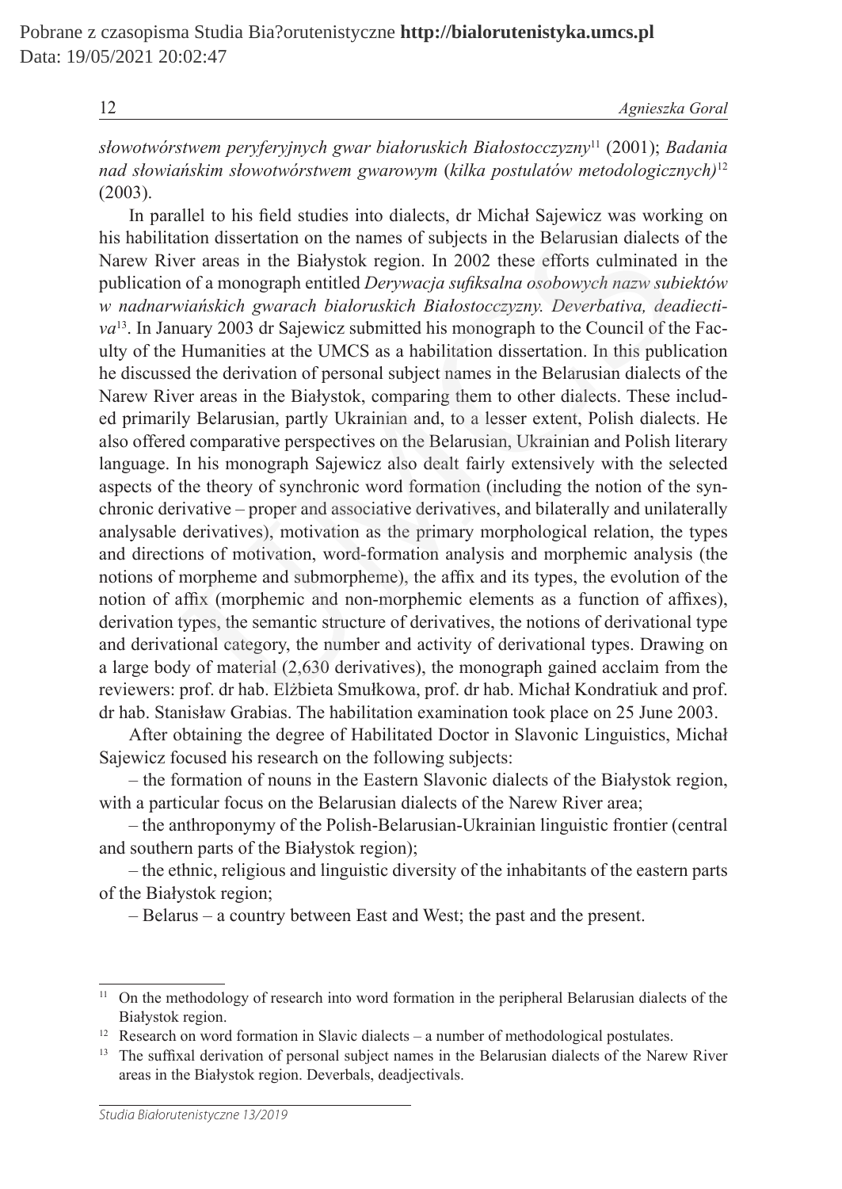*słowotwórstwem peryferyjnych gwar białoruskich Białostocczyzny*[11] (2001); *Badania nad słowiańskim słowotwórstwem gwarowym* (*kilka postulatów metodologicznych)*[12] (2003).

In parallel to his field studies into dialects, dr Michał Sajewicz was working on his habilitation dissertation on the names of subjects in the Belarusian dialects of the Narew River areas in the Białystok region. In 2002 these efforts culminated in the publication of a monograph entitled *Derywacja sufiksalna osobowych nazw subiektów w nadnarwiańskich gwarach białoruskich Białostocczyzny. Deverbativa, deadiectiva*[13]. In January 2003 dr Sajewicz submitted his monograph to the Council of the Faculty of the Humanities at the UMCS as a habilitation dissertation. In this publication he discussed the derivation of personal subject names in the Belarusian dialects of the Narew River areas in the Białystok, comparing them to other dialects. These included primarily Belarusian, partly Ukrainian and, to a lesser extent, Polish dialects. He also offered comparative perspectives on the Belarusian, Ukrainian and Polish literary language. In his monograph Sajewicz also dealt fairly extensively with the selected aspects of the theory of synchronic word formation (including the notion of the synchronic derivative – proper and associative derivatives, and bilaterally and unilaterally analysable derivatives), motivation as the primary morphological relation, the types and directions of motivation, word-formation analysis and morphemic analysis (the notions of morpheme and submorpheme), the affix and its types, the evolution of the notion of affix (morphemic and non-morphemic elements as a function of affixes), derivation types, the semantic structure of derivatives, the notions of derivational type and derivational category, the number and activity of derivational types. Drawing on a large body of material (2,630 derivatives), the monograph gained acclaim from the reviewers: prof. dr hab. Elżbieta Smułkowa, prof. dr hab. Michał Kondratiuk and prof. dr hab. Stanisław Grabias. The habilitation examination took place on 25 June 2003.

After obtaining the degree of Habilitated Doctor in Slavonic Linguistics, Michał Sajewicz focused his research on the following subjects:

– the formation of nouns in the Eastern Slavonic dialects of the Białystok region, with a particular focus on the Belarusian dialects of the Narew River area;

– the anthroponymy of the Polish-Belarusian-Ukrainian linguistic frontier (central and southern parts of the Białystok region);

– the ethnic, religious and linguistic diversity of the inhabitants of the eastern parts of the Białystok region;

– Belarus – a country between East and West; the past and the present.

---

[11] On the methodology of research into word formation in the peripheral Belarusian dialects of the Białystok region.

[12] Research on word formation in Slavic dialects – a number of methodological postulates.

[13] The suffixal derivation of personal subject names in the Belarusian dialects of the Narew River areas in the Białystok region. Deverbals, deadjectivals.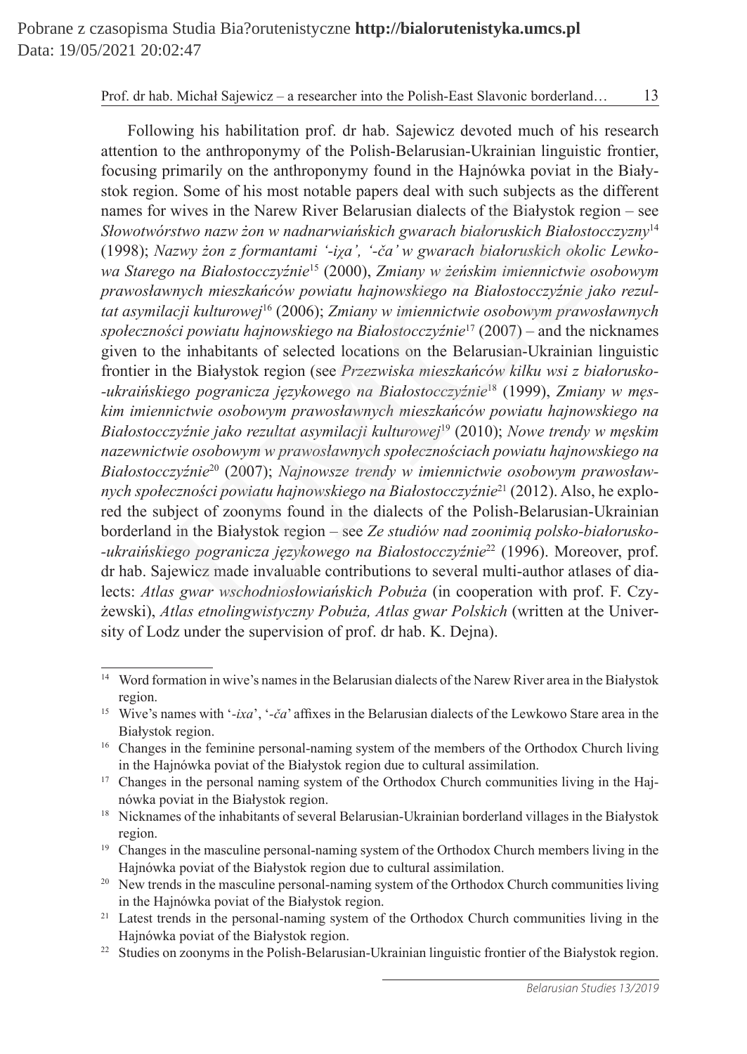Following his habilitation prof. dr hab. Sajewicz devoted much of his research attention to the anthroponymy of the Polish-Belarusian-Ukrainian linguistic frontier, focusing primarily on the anthroponymy found in the Hajnówka poviat in the Białystok region. Some of his most notable papers deal with such subjects as the different names for wives in the Narew River Belarusian dialects of the Białystok region – see *Słowotwórstwo nazw żon w nadnarwiańskich gwarach białoruskich Białostocczyzny*[14] (1998); *Nazwy żon z formantami '-iχa', '-ča' w gwarach białoruskich okolic Lewkowa Starego na Białostocczyźnie*[15] (2000), *Zmiany w żeńskim imiennictwie osobowym prawosławnych mieszkańców powiatu hajnowskiego na Białostocczyźnie jako rezultat asymilacji kulturowej*[16] (2006); *Zmiany w imiennictwie osobowym prawosławnych społeczności powiatu hajnowskiego na Białostocczyźnie*[17] (2007) – and the nicknames given to the inhabitants of selected locations on the Belarusian-Ukrainian linguistic frontier in the Białystok region (see *Przezwiska mieszkańców kilku wsi z białorusko-ukraińskiego pogranicza językowego na Białostocczyźnie*[18] (1999), *Zmiany w męskim imiennictwie osobowym prawosławnych mieszkańców powiatu hajnowskiego na Białostocczyźnie jako rezultat asymilacji kulturowej*[19] (2010); *Nowe trendy w męskim nazewnictwie osobowym w prawosławnych społecznościach powiatu hajnowskiego na Białostocczyźnie*[20] (2007); *Najnowsze trendy w imiennictwie osobowym prawosławnych społeczności powiatu hajnowskiego na Białostocczyźnie*[21] (2012). Also, he explored the subject of zoonyms found in the dialects of the Polish-Belarusian-Ukrainian borderland in the Białystok region – see *Ze studiów nad zoonimią polsko-białorusko-ukraińskiego pogranicza językowego na Białostocczyźnie*[22] (1996). Moreover, prof. dr hab. Sajewicz made invaluable contributions to several multi-author atlases of dialects: *Atlas gwar wschodniosłowiańskich Pobuża* (in cooperation with prof. F. Czyżewski), *Atlas etnolingwistyczny Pobuża, Atlas gwar Polskich* (written at the University of Lodz under the supervision of prof. dr hab. K. Dejna).

---

[14] Word formation in wive's names in the Belarusian dialects of the Narew River area in the Białystok region.

[15] Wive's names with '*-ixa*', '*-ča*' affixes in the Belarusian dialects of the Lewkowo Stare area in the Białystok region.

[16] Changes in the feminine personal-naming system of the members of the Orthodox Church living in the Hajnówka poviat of the Białystok region due to cultural assimilation.

[17] Changes in the personal naming system of the Orthodox Church communities living in the Hajnówka poviat in the Białystok region.

[18] Nicknames of the inhabitants of several Belarusian-Ukrainian borderland villages in the Białystok region.

[19] Changes in the masculine personal-naming system of the Orthodox Church members living in the Hajnówka poviat of the Białystok region due to cultural assimilation.

[20] New trends in the masculine personal-naming system of the Orthodox Church communities living in the Hajnówka poviat of the Białystok region.

[21] Latest trends in the personal-naming system of the Orthodox Church communities living in the Hajnówka poviat of the Białystok region.

[22] Studies on zoonyms in the Polish-Belarusian-Ukrainian linguistic frontier of the Białystok region.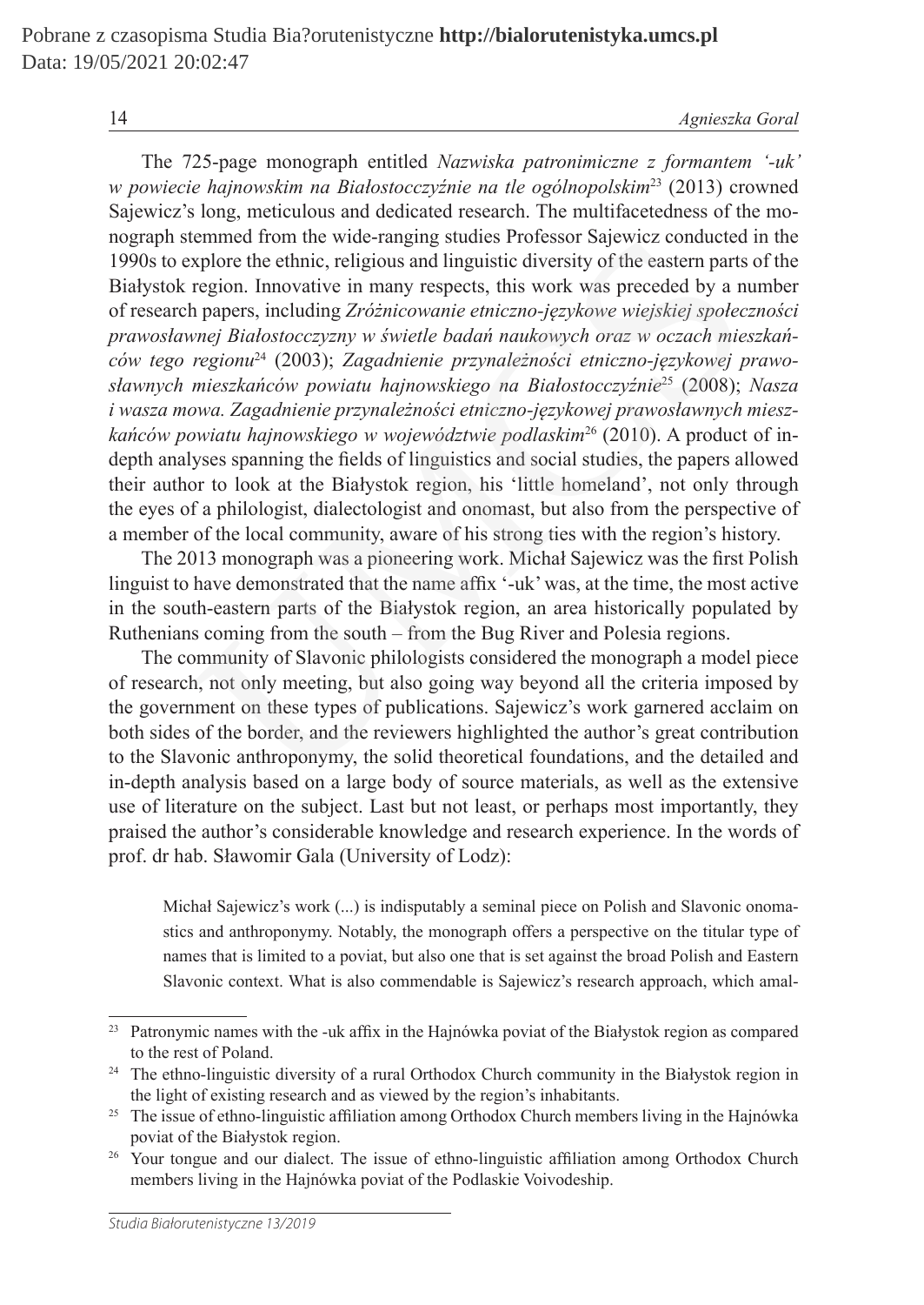The 725-page monograph entitled *Nazwiska patronimiczne z formantem '-uk' w powiecie hajnowskim na Białostocczyźnie na tle ogólnopolskim*[23] (2013) crowned Sajewicz's long, meticulous and dedicated research. The multifacetedness of the monograph stemmed from the wide-ranging studies Professor Sajewicz conducted in the 1990s to explore the ethnic, religious and linguistic diversity of the eastern parts of the Białystok region. Innovative in many respects, this work was preceded by a number of research papers, including *Zróżnicowanie etniczno-językowe wiejskiej społeczności prawosławnej Białostocczyzny w świetle badań naukowych oraz w oczach mieszkańców tego regionu*[24] (2003); *Zagadnienie przynależności etniczno-językowej prawosławnych mieszkańców powiatu hajnowskiego na Białostocczyźnie*[25] (2008); *Nasza i wasza mowa. Zagadnienie przynależności etniczno-językowej prawosławnych mieszkańców powiatu hajnowskiego w województwie podlaskim*[26] (2010). A product of in-depth analyses spanning the fields of linguistics and social studies, the papers allowed their author to look at the Białystok region, his 'little homeland', not only through the eyes of a philologist, dialectologist and onomast, but also from the perspective of a member of the local community, aware of his strong ties with the region's history.

The 2013 monograph was a pioneering work. Michał Sajewicz was the first Polish linguist to have demonstrated that the name affix '-uk' was, at the time, the most active in the south-eastern parts of the Białystok region, an area historically populated by Ruthenians coming from the south – from the Bug River and Polesia regions.

The community of Slavonic philologists considered the monograph a model piece of research, not only meeting, but also going way beyond all the criteria imposed by the government on these types of publications. Sajewicz's work garnered acclaim on both sides of the border, and the reviewers highlighted the author's great contribution to the Slavonic anthroponymy, the solid theoretical foundations, and the detailed and in-depth analysis based on a large body of source materials, as well as the extensive use of literature on the subject. Last but not least, or perhaps most importantly, they praised the author's considerable knowledge and research experience. In the words of prof. dr hab. Sławomir Gala (University of Lodz):

> Michał Sajewicz's work (...) is indisputably a seminal piece on Polish and Slavonic onomastics and anthroponymy. Notably, the monograph offers a perspective on the titular type of names that is limited to a poviat, but also one that is set against the broad Polish and Eastern Slavonic context. What is also commendable is Sajewicz's research approach, which amal-

---

[23] Patronymic names with the -uk affix in the Hajnówka poviat of the Białystok region as compared to the rest of Poland.

[24] The ethno-linguistic diversity of a rural Orthodox Church community in the Białystok region in the light of existing research and as viewed by the region's inhabitants.

[25] The issue of ethno-linguistic affiliation among Orthodox Church members living in the Hajnówka poviat of the Białystok region.

[26] Your tongue and our dialect. The issue of ethno-linguistic affiliation among Orthodox Church members living in the Hajnówka poviat of the Podlaskie Voivodeship.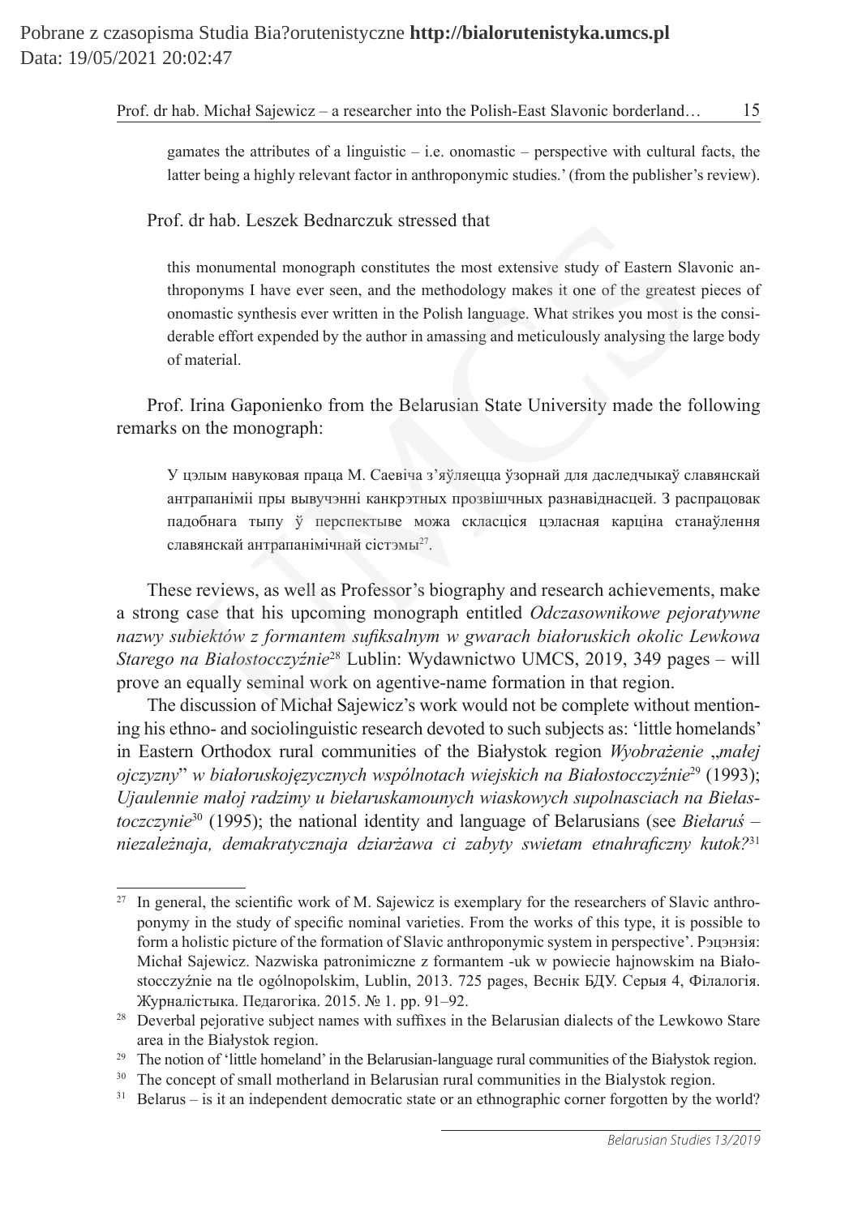gamates the attributes of a linguistic – i.e. onomastic – perspective with cultural facts, the latter being a highly relevant factor in anthroponymic studies.' (from the publisher's review).

Prof. dr hab. Leszek Bednarczuk stressed that

> this monumental monograph constitutes the most extensive study of Eastern Slavonic anthroponyms I have ever seen, and the methodology makes it one of the greatest pieces of onomastic synthesis ever written in the Polish language. What strikes you most is the considerable effort expended by the author in amassing and meticulously analysing the large body of material.

Prof. Irina Gaponienko from the Belarusian State University made the following remarks on the monograph:

> У цэлым навуковая праца М. Саевіча з'яўляецца ўзорнай для даследчыкаў славянскай антрапаніміі пры вывучэнні канкрэтных прозвішчных разнавіднасцей. З распрацовак падобнага тыпу ў перспектыве можа скласціся цэласная карціна станаўлення славянскай антрапанімічнай сістэмы[27].

These reviews, as well as Professor's biography and research achievements, make a strong case that his upcoming monograph entitled *Odczasownikowe pejoratywne nazwy subiektów z formantem sufiksalnym w gwarach białoruskich okolic Lewkowa Starego na Białostocczyźnie*[28] Lublin: Wydawnictwo UMCS, 2019, 349 pages – will prove an equally seminal work on agentive-name formation in that region.

The discussion of Michał Sajewicz's work would not be complete without mentioning his ethno- and sociolinguistic research devoted to such subjects as: 'little homelands' in Eastern Orthodox rural communities of the Białystok region *Wyobrażenie „małej ojczyzny" w białoruskojęzycznych wspólnotach wiejskich na Białostocczyźnie*[29] (1993); *Ujaulennie małoj radzimy u biełaruskamounych wiaskowych supolnasciach na Biełastoczczynie*[30] (1995); the national identity and language of Belarusians (see *Biełaruś – niezaležnaja, demakratycznaja dziaržawa ci zabyty swietam etnahraficzny kutok?*[31]

---

[27] In general, the scientific work of M. Sajewicz is exemplary for the researchers of Slavic anthroponymy in the study of specific nominal varieties. From the works of this type, it is possible to form a holistic picture of the formation of Slavic anthroponymic system in perspective'. Рэцэнзія: Michał Sajewicz. Nazwiska patronimiczne z formantem -uk w powiecie hajnowskim na Białostocczyźnie na tle ogólnopolskim, Lublin, 2013. 725 pages, Веснік БДУ. Серыя 4, Філалогія. Журналістыка. Педагогіка. 2015. № 1. pp. 91–92.

[28] Deverbal pejorative subject names with suffixes in the Belarusian dialects of the Lewkowo Stare area in the Białystok region.

[29] The notion of 'little homeland' in the Belarusian-language rural communities of the Białystok region.

[30] The concept of small motherland in Belarusian rural communities in the Bialystok region.

[31] Belarus – is it an independent democratic state or an ethnographic corner forgotten by the world?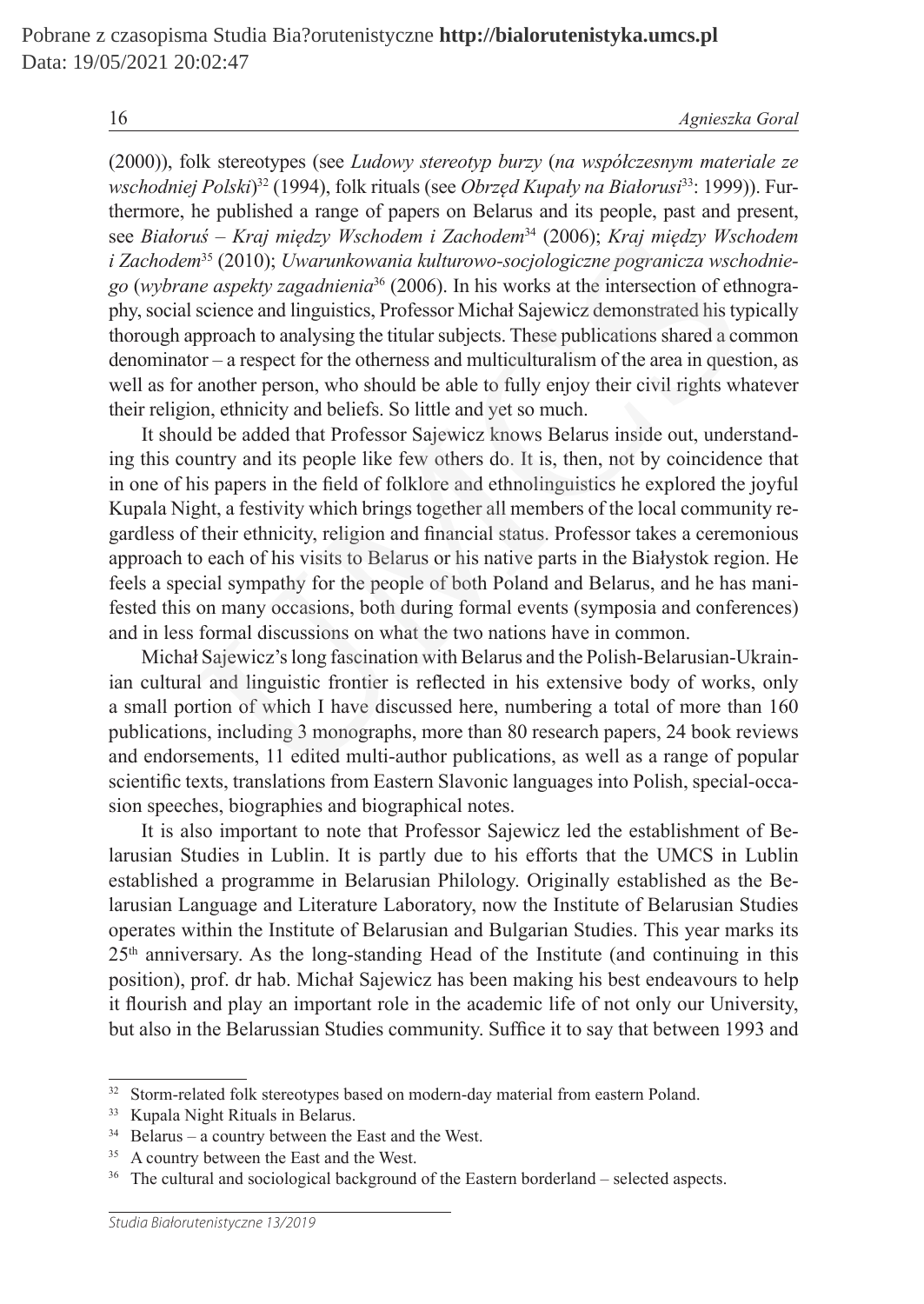(2000)), folk stereotypes (see *Ludowy stereotyp burzy* (*na współczesnym materiale ze wschodniej Polski*)[32] (1994), folk rituals (see *Obrzęd Kupały na Białorusi*[33]: 1999)). Furthermore, he published a range of papers on Belarus and its people, past and present, see *Białoruś – Kraj między Wschodem i Zachodem*[34] (2006); *Kraj między Wschodem i Zachodem*[35] (2010); *Uwarunkowania kulturowo-socjologiczne pogranicza wschodniego* (*wybrane aspekty zagadnienia*[36] (2006). In his works at the intersection of ethnography, social science and linguistics, Professor Michał Sajewicz demonstrated his typically thorough approach to analysing the titular subjects. These publications shared a common denominator – a respect for the otherness and multiculturalism of the area in question, as well as for another person, who should be able to fully enjoy their civil rights whatever their religion, ethnicity and beliefs. So little and yet so much.

It should be added that Professor Sajewicz knows Belarus inside out, understanding this country and its people like few others do. It is, then, not by coincidence that in one of his papers in the field of folklore and ethnolinguistics he explored the joyful Kupala Night, a festivity which brings together all members of the local community regardless of their ethnicity, religion and financial status. Professor takes a ceremonious approach to each of his visits to Belarus or his native parts in the Białystok region. He feels a special sympathy for the people of both Poland and Belarus, and he has manifested this on many occasions, both during formal events (symposia and conferences) and in less formal discussions on what the two nations have in common.

Michał Sajewicz's long fascination with Belarus and the Polish-Belarusian-Ukrainian cultural and linguistic frontier is reflected in his extensive body of works, only a small portion of which I have discussed here, numbering a total of more than 160 publications, including 3 monographs, more than 80 research papers, 24 book reviews and endorsements, 11 edited multi-author publications, as well as a range of popular scientific texts, translations from Eastern Slavonic languages into Polish, special-occasion speeches, biographies and biographical notes.

It is also important to note that Professor Sajewicz led the establishment of Belarusian Studies in Lublin. It is partly due to his efforts that the UMCS in Lublin established a programme in Belarusian Philology. Originally established as the Belarusian Language and Literature Laboratory, now the Institute of Belarusian Studies operates within the Institute of Belarusian and Bulgarian Studies. This year marks its 25th anniversary. As the long-standing Head of the Institute (and continuing in this position), prof. dr hab. Michał Sajewicz has been making his best endeavours to help it flourish and play an important role in the academic life of not only our University, but also in the Belarussian Studies community. Suffice it to say that between 1993 and

---

[32] Storm-related folk stereotypes based on modern-day material from eastern Poland.

[33] Kupala Night Rituals in Belarus.

[34] Belarus – a country between the East and the West.

[35] A country between the East and the West.

[36] The cultural and sociological background of the Eastern borderland – selected aspects.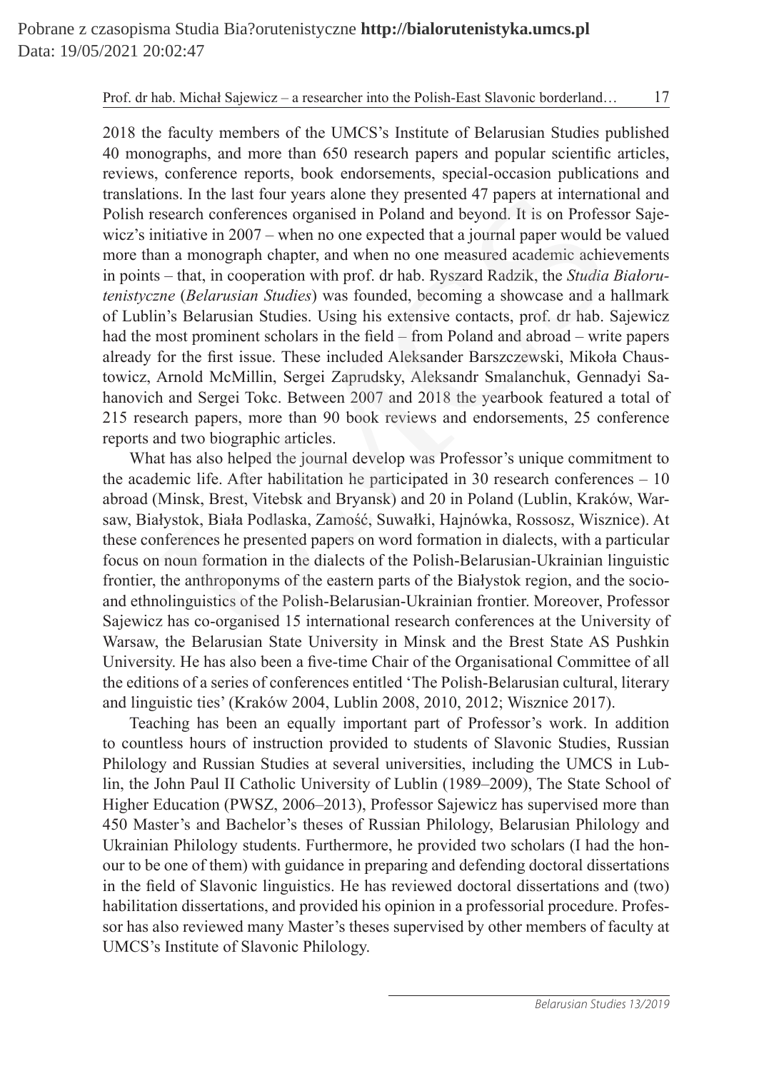2018 the faculty members of the UMCS's Institute of Belarusian Studies published 40 monographs, and more than 650 research papers and popular scientific articles, reviews, conference reports, book endorsements, special-occasion publications and translations. In the last four years alone they presented 47 papers at international and Polish research conferences organised in Poland and beyond. It is on Professor Sajewicz's initiative in 2007 – when no one expected that a journal paper would be valued more than a monograph chapter, and when no one measured academic achievements in points – that, in cooperation with prof. dr hab. Ryszard Radzik, the *Studia Białorutenistyczne* (*Belarusian Studies*) was founded, becoming a showcase and a hallmark of Lublin's Belarusian Studies. Using his extensive contacts, prof. dr hab. Sajewicz had the most prominent scholars in the field – from Poland and abroad – write papers already for the first issue. These included Aleksander Barszczewski, Mikoła Chaustowicz, Arnold McMillin, Sergei Zaprudsky, Aleksandr Smalanchuk, Gennadyi Sahanovich and Sergei Tokc. Between 2007 and 2018 the yearbook featured a total of 215 research papers, more than 90 book reviews and endorsements, 25 conference reports and two biographic articles.

What has also helped the journal develop was Professor's unique commitment to the academic life. After habilitation he participated in 30 research conferences – 10 abroad (Minsk, Brest, Vitebsk and Bryansk) and 20 in Poland (Lublin, Kraków, Warsaw, Białystok, Biała Podlaska, Zamość, Suwałki, Hajnówka, Rossosz, Wisznice). At these conferences he presented papers on word formation in dialects, with a particular focus on noun formation in the dialects of the Polish-Belarusian-Ukrainian linguistic frontier, the anthroponyms of the eastern parts of the Białystok region, and the socio- and ethnolinguistics of the Polish-Belarusian-Ukrainian frontier. Moreover, Professor Sajewicz has co-organised 15 international research conferences at the University of Warsaw, the Belarusian State University in Minsk and the Brest State AS Pushkin University. He has also been a five-time Chair of the Organisational Committee of all the editions of a series of conferences entitled 'The Polish-Belarusian cultural, literary and linguistic ties' (Kraków 2004, Lublin 2008, 2010, 2012; Wisznice 2017).

Teaching has been an equally important part of Professor's work. In addition to countless hours of instruction provided to students of Slavonic Studies, Russian Philology and Russian Studies at several universities, including the UMCS in Lublin, the John Paul II Catholic University of Lublin (1989–2009), The State School of Higher Education (PWSZ, 2006–2013), Professor Sajewicz has supervised more than 450 Master's and Bachelor's theses of Russian Philology, Belarusian Philology and Ukrainian Philology students. Furthermore, he provided two scholars (I had the honour to be one of them) with guidance in preparing and defending doctoral dissertations in the field of Slavonic linguistics. He has reviewed doctoral dissertations and (two) habilitation dissertations, and provided his opinion in a professorial procedure. Professor has also reviewed many Master's theses supervised by other members of faculty at UMCS's Institute of Slavonic Philology.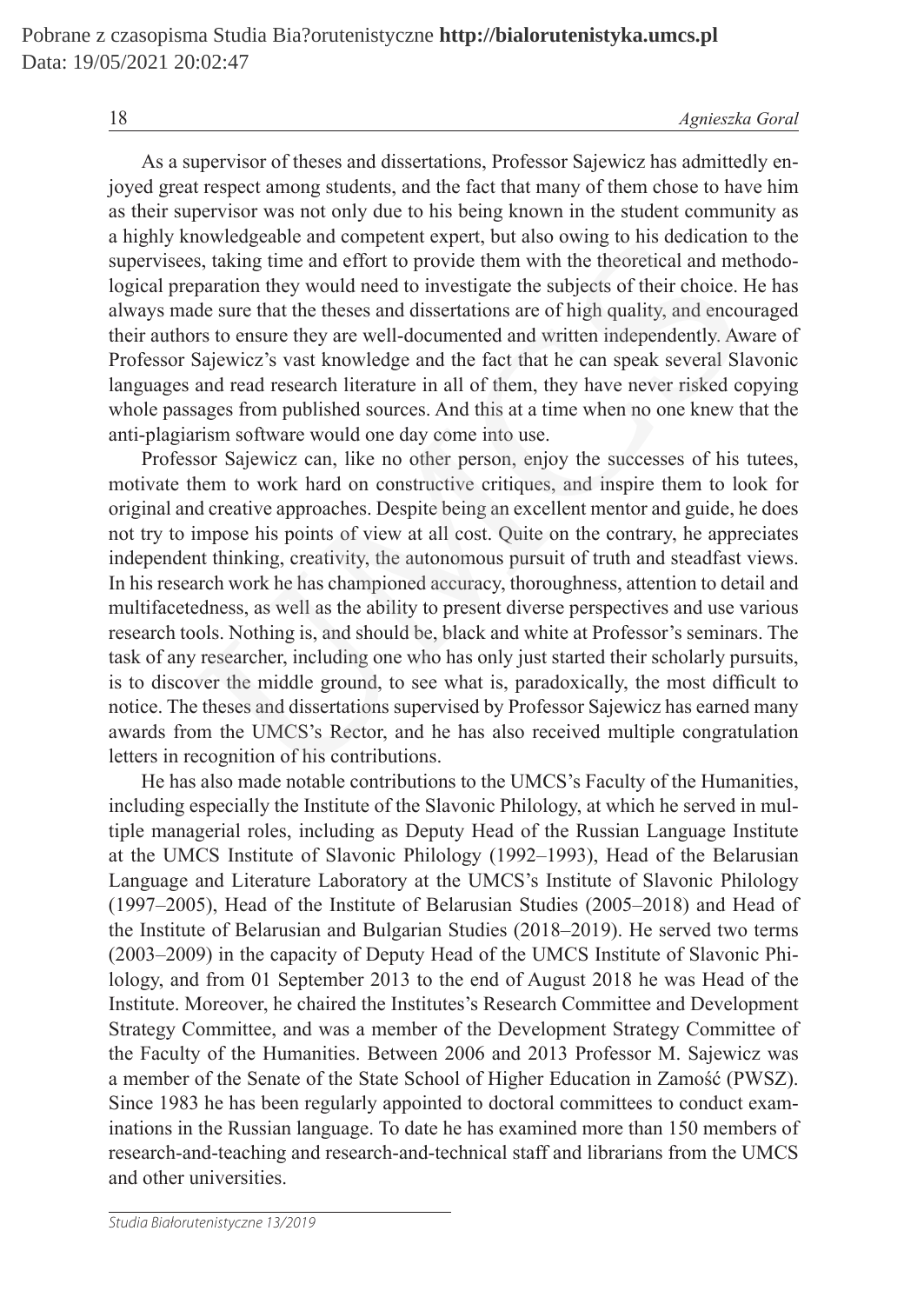As a supervisor of theses and dissertations, Professor Sajewicz has admittedly enjoyed great respect among students, and the fact that many of them chose to have him as their supervisor was not only due to his being known in the student community as a highly knowledgeable and competent expert, but also owing to his dedication to the supervisees, taking time and effort to provide them with the theoretical and methodological preparation they would need to investigate the subjects of their choice. He has always made sure that the theses and dissertations are of high quality, and encouraged their authors to ensure they are well-documented and written independently. Aware of Professor Sajewicz's vast knowledge and the fact that he can speak several Slavonic languages and read research literature in all of them, they have never risked copying whole passages from published sources. And this at a time when no one knew that the anti-plagiarism software would one day come into use.

Professor Sajewicz can, like no other person, enjoy the successes of his tutees, motivate them to work hard on constructive critiques, and inspire them to look for original and creative approaches. Despite being an excellent mentor and guide, he does not try to impose his points of view at all cost. Quite on the contrary, he appreciates independent thinking, creativity, the autonomous pursuit of truth and steadfast views. In his research work he has championed accuracy, thoroughness, attention to detail and multifacetedness, as well as the ability to present diverse perspectives and use various research tools. Nothing is, and should be, black and white at Professor's seminars. The task of any researcher, including one who has only just started their scholarly pursuits, is to discover the middle ground, to see what is, paradoxically, the most difficult to notice. The theses and dissertations supervised by Professor Sajewicz has earned many awards from the UMCS's Rector, and he has also received multiple congratulation letters in recognition of his contributions.

He has also made notable contributions to the UMCS's Faculty of the Humanities, including especially the Institute of the Slavonic Philology, at which he served in multiple managerial roles, including as Deputy Head of the Russian Language Institute at the UMCS Institute of Slavonic Philology (1992–1993), Head of the Belarusian Language and Literature Laboratory at the UMCS's Institute of Slavonic Philology (1997–2005), Head of the Institute of Belarusian Studies (2005–2018) and Head of the Institute of Belarusian and Bulgarian Studies (2018–2019). He served two terms (2003–2009) in the capacity of Deputy Head of the UMCS Institute of Slavonic Philology, and from 01 September 2013 to the end of August 2018 he was Head of the Institute. Moreover, he chaired the Institutes's Research Committee and Development Strategy Committee, and was a member of the Development Strategy Committee of the Faculty of the Humanities. Between 2006 and 2013 Professor M. Sajewicz was a member of the Senate of the State School of Higher Education in Zamość (PWSZ). Since 1983 he has been regularly appointed to doctoral committees to conduct examinations in the Russian language. To date he has examined more than 150 members of research-and-teaching and research-and-technical staff and librarians from the UMCS and other universities.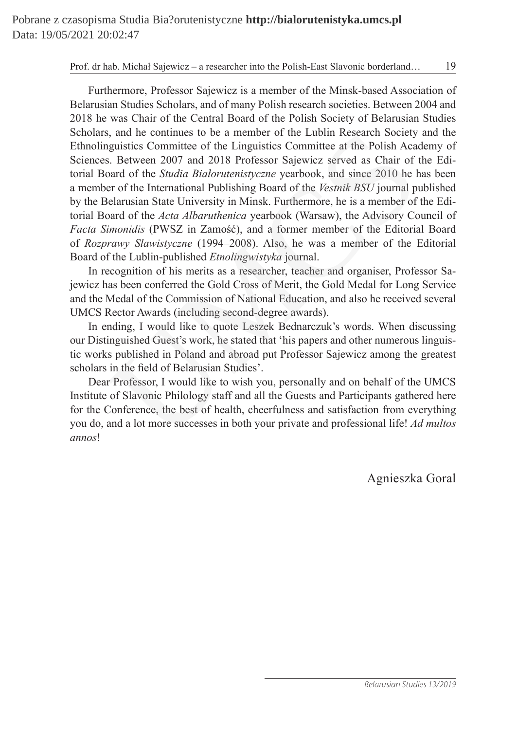Furthermore, Professor Sajewicz is a member of the Minsk-based Association of Belarusian Studies Scholars, and of many Polish research societies. Between 2004 and 2018 he was Chair of the Central Board of the Polish Society of Belarusian Studies Scholars, and he continues to be a member of the Lublin Research Society and the Ethnolinguistics Committee of the Linguistics Committee at the Polish Academy of Sciences. Between 2007 and 2018 Professor Sajewicz served as Chair of the Editorial Board of the *Studia Białorutenistyczne* yearbook, and since 2010 he has been a member of the International Publishing Board of the *Vestnik BSU* journal published by the Belarusian State University in Minsk. Furthermore, he is a member of the Editorial Board of the *Acta Albaruthenica* yearbook (Warsaw), the Advisory Council of *Facta Simonidis* (PWSZ in Zamość), and a former member of the Editorial Board of *Rozprawy Slawistyczne* (1994–2008). Also, he was a member of the Editorial Board of the Lublin-published *Etnolingwistyka* journal.

In recognition of his merits as a researcher, teacher and organiser, Professor Sajewicz has been conferred the Gold Cross of Merit, the Gold Medal for Long Service and the Medal of the Commission of National Education, and also he received several UMCS Rector Awards (including second-degree awards).

In ending, I would like to quote Leszek Bednarczuk's words. When discussing our Distinguished Guest's work, he stated that 'his papers and other numerous linguistic works published in Poland and abroad put Professor Sajewicz among the greatest scholars in the field of Belarusian Studies'.

Dear Professor, I would like to wish you, personally and on behalf of the UMCS Institute of Slavonic Philology staff and all the Guests and Participants gathered here for the Conference, the best of health, cheerfulness and satisfaction from everything you do, and a lot more successes in both your private and professional life! *Ad multos annos*!

Agnieszka Goral